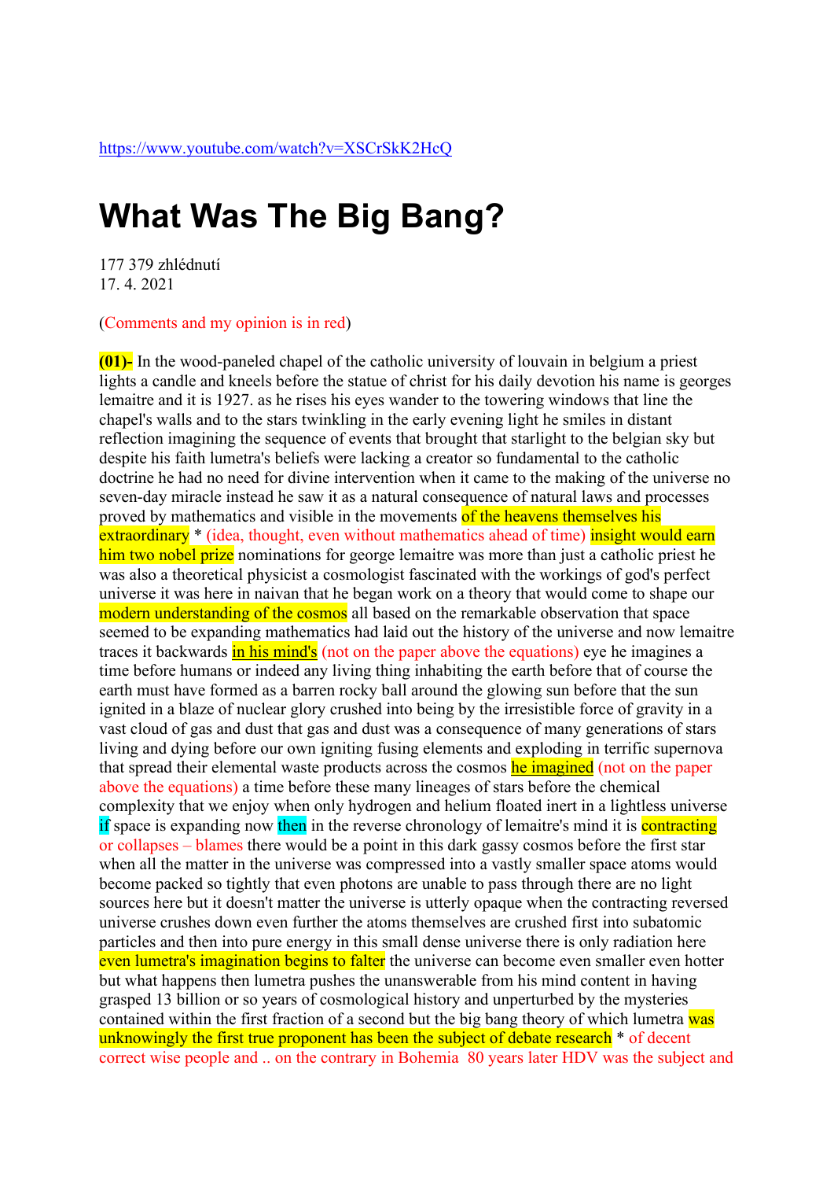https://www.youtube.com/watch?v=XSCrSkK2HcQ

# What Was The Big Bang?

177 379 zhlédnutí
17. 4. 2021

(Comments and my opinion is in red)

**(01)-** In the wood-paneled chapel of the catholic university of louvain in belgium a priest lights a candle and kneels before the statue of christ for his daily devotion his name is georges lemaitre and it is 1927. as he rises his eyes wander to the towering windows that line the chapel's walls and to the stars twinkling in the early evening light he smiles in distant reflection imagining the sequence of events that brought that starlight to the belgian sky but despite his faith lumetra's beliefs were lacking a creator so fundamental to the catholic doctrine he had no need for divine intervention when it came to the making of the universe no seven-day miracle instead he saw it as a natural consequence of natural laws and processes proved by mathematics and visible in the movements of the heavens themselves his extraordinary * (idea, thought, even without mathematics ahead of time) insight would earn him two nobel prize nominations for george lemaitre was more than just a catholic priest he was also a theoretical physicist a cosmologist fascinated with the workings of god's perfect universe it was here in naivan that he began work on a theory that would come to shape our modern understanding of the cosmos all based on the remarkable observation that space seemed to be expanding mathematics had laid out the history of the universe and now lemaitre traces it backwards in his mind's (not on the paper above the equations) eye he imagines a time before humans or indeed any living thing inhabiting the earth before that of course the earth must have formed as a barren rocky ball around the glowing sun before that the sun ignited in a blaze of nuclear glory crushed into being by the irresistible force of gravity in a vast cloud of gas and dust that gas and dust was a consequence of many generations of stars living and dying before our own igniting fusing elements and exploding in terrific supernova that spread their elemental waste products across the cosmos he imagined (not on the paper above the equations) a time before these many lineages of stars before the chemical complexity that we enjoy when only hydrogen and helium floated inert in a lightless universe if space is expanding now then in the reverse chronology of lemaitre's mind it is contracting or collapses – blames there would be a point in this dark gassy cosmos before the first star when all the matter in the universe was compressed into a vastly smaller space atoms would become packed so tightly that even photons are unable to pass through there are no light sources here but it doesn't matter the universe is utterly opaque when the contracting reversed universe crushes down even further the atoms themselves are crushed first into subatomic particles and then into pure energy in this small dense universe there is only radiation here even lumetra's imagination begins to falter the universe can become even smaller even hotter but what happens then lumetra pushes the unanswerable from his mind content in having grasped 13 billion or so years of cosmological history and unperturbed by the mysteries contained within the first fraction of a second but the big bang theory of which lumetra was unknowingly the first true proponent has been the subject of debate research * of decent correct wise people and .. on the contrary in Bohemia 80 years later HDV was the subject and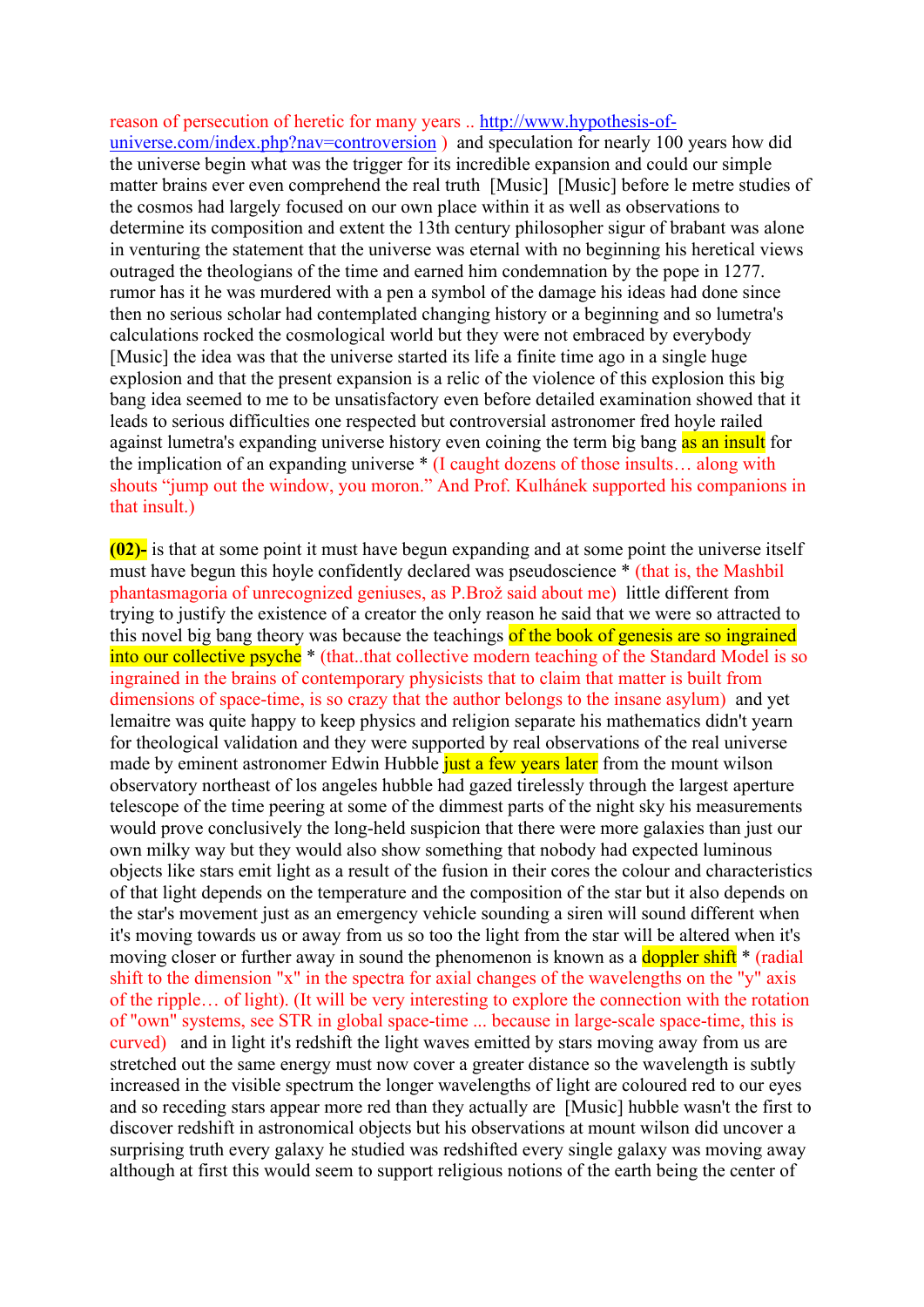reason of persecution of heretic for many years .. [http://www.hypothesis-of-universe.com/index.php?nav=controversion](http://www.hypothesis-of-universe.com/index.php?nav=controversion) ) and speculation for nearly 100 years how did the universe begin what was the trigger for its incredible expansion and could our simple matter brains ever even comprehend the real truth [Music] [Music] before le metre studies of the cosmos had largely focused on our own place within it as well as observations to determine its composition and extent the 13th century philosopher sigur of brabant was alone in venturing the statement that the universe was eternal with no beginning his heretical views outraged the theologians of the time and earned him condemnation by the pope in 1277. rumor has it he was murdered with a pen a symbol of the damage his ideas had done since then no serious scholar had contemplated changing history or a beginning and so lumetra's calculations rocked the cosmological world but they were not embraced by everybody [Music] the idea was that the universe started its life a finite time ago in a single huge explosion and that the present expansion is a relic of the violence of this explosion this big bang idea seemed to me to be unsatisfactory even before detailed examination showed that it leads to serious difficulties one respected but controversial astronomer fred hoyle railed against lumetra's expanding universe history even coining the term big bang as an insult for the implication of an expanding universe * (I caught dozens of those insults… along with shouts "jump out the window, you moron." And Prof. Kulhánek supported his companions in that insult.)

**(02)-** is that at some point it must have begun expanding and at some point the universe itself must have begun this hoyle confidently declared was pseudoscience * (that is, the Mashbil phantasmagoria of unrecognized geniuses, as P.Brož said about me) little different from trying to justify the existence of a creator the only reason he said that we were so attracted to this novel big bang theory was because the teachings of the book of genesis are so ingrained into our collective psyche * (that..that collective modern teaching of the Standard Model is so ingrained in the brains of contemporary physicists that to claim that matter is built from dimensions of space-time, is so crazy that the author belongs to the insane asylum) and yet lemaitre was quite happy to keep physics and religion separate his mathematics didn't yearn for theological validation and they were supported by real observations of the real universe made by eminent astronomer Edwin Hubble just a few years later from the mount wilson observatory northeast of los angeles hubble had gazed tirelessly through the largest aperture telescope of the time peering at some of the dimmest parts of the night sky his measurements would prove conclusively the long-held suspicion that there were more galaxies than just our own milky way but they would also show something that nobody had expected luminous objects like stars emit light as a result of the fusion in their cores the colour and characteristics of that light depends on the temperature and the composition of the star but it also depends on the star's movement just as an emergency vehicle sounding a siren will sound different when it's moving towards us or away from us so too the light from the star will be altered when it's moving closer or further away in sound the phenomenon is known as a doppler shift * (radial shift to the dimension "x" in the spectra for axial changes of the wavelengths on the "y" axis of the ripple… of light). (It will be very interesting to explore the connection with the rotation of "own" systems, see STR in global space-time ... because in large-scale space-time, this is curved) and in light it's redshift the light waves emitted by stars moving away from us are stretched out the same energy must now cover a greater distance so the wavelength is subtly increased in the visible spectrum the longer wavelengths of light are coloured red to our eyes and so receding stars appear more red than they actually are [Music] hubble wasn't the first to discover redshift in astronomical objects but his observations at mount wilson did uncover a surprising truth every galaxy he studied was redshifted every single galaxy was moving away although at first this would seem to support religious notions of the earth being the center of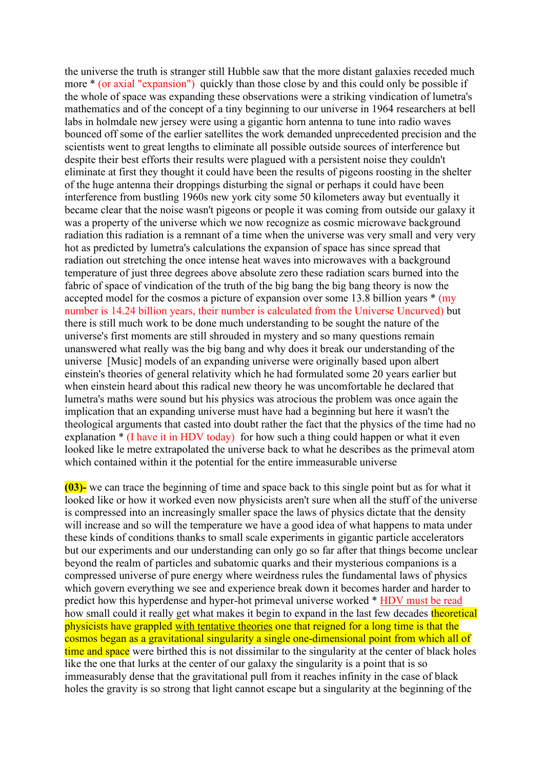the universe the truth is stranger still Hubble saw that the more distant galaxies receded much more * (or axial "expansion") quickly than those close by and this could only be possible if the whole of space was expanding these observations were a striking vindication of lumetra's mathematics and of the concept of a tiny beginning to our universe in 1964 researchers at bell labs in holmdale new jersey were using a gigantic horn antenna to tune into radio waves bounced off some of the earlier satellites the work demanded unprecedented precision and the scientists went to great lengths to eliminate all possible outside sources of interference but despite their best efforts their results were plagued with a persistent noise they couldn't eliminate at first they thought it could have been the results of pigeons roosting in the shelter of the huge antenna their droppings disturbing the signal or perhaps it could have been interference from bustling 1960s new york city some 50 kilometers away but eventually it became clear that the noise wasn't pigeons or people it was coming from outside our galaxy it was a property of the universe which we now recognize as cosmic microwave background radiation this radiation is a remnant of a time when the universe was very small and very very hot as predicted by lumetra's calculations the expansion of space has since spread that radiation out stretching the once intense heat waves into microwaves with a background temperature of just three degrees above absolute zero these radiation scars burned into the fabric of space of vindication of the truth of the big bang the big bang theory is now the accepted model for the cosmos a picture of expansion over some 13.8 billion years * (my number is 14.24 billion years, their number is calculated from the Universe Uncurved) but there is still much work to be done much understanding to be sought the nature of the universe's first moments are still shrouded in mystery and so many questions remain unanswered what really was the big bang and why does it break our understanding of the universe [Music] models of an expanding universe were originally based upon albert einstein's theories of general relativity which he had formulated some 20 years earlier but when einstein heard about this radical new theory he was uncomfortable he declared that lumetra's maths were sound but his physics was atrocious the problem was once again the implication that an expanding universe must have had a beginning but here it wasn't the theological arguments that casted into doubt rather the fact that the physics of the time had no explanation * (I have it in HDV today) for how such a thing could happen or what it even looked like le metre extrapolated the universe back to what he describes as the primeval atom which contained within it the potential for the entire immeasurable universe

**(03)-** we can trace the beginning of time and space back to this single point but as for what it looked like or how it worked even now physicists aren't sure when all the stuff of the universe is compressed into an increasingly smaller space the laws of physics dictate that the density will increase and so will the temperature we have a good idea of what happens to mata under these kinds of conditions thanks to small scale experiments in gigantic particle accelerators but our experiments and our understanding can only go so far after that things become unclear beyond the realm of particles and subatomic quarks and their mysterious companions is a compressed universe of pure energy where weirdness rules the fundamental laws of physics which govern everything we see and experience break down it becomes harder and harder to predict how this hyperdense and hyper-hot primeval universe worked * HDV must be read how small could it really get what makes it begin to expand in the last few decades theoretical physicists have grappled with tentative theories one that reigned for a long time is that the cosmos began as a gravitational singularity a single one-dimensional point from which all of time and space were birthed this is not dissimilar to the singularity at the center of black holes like the one that lurks at the center of our galaxy the singularity is a point that is so immeasurably dense that the gravitational pull from it reaches infinity in the case of black holes the gravity is so strong that light cannot escape but a singularity at the beginning of the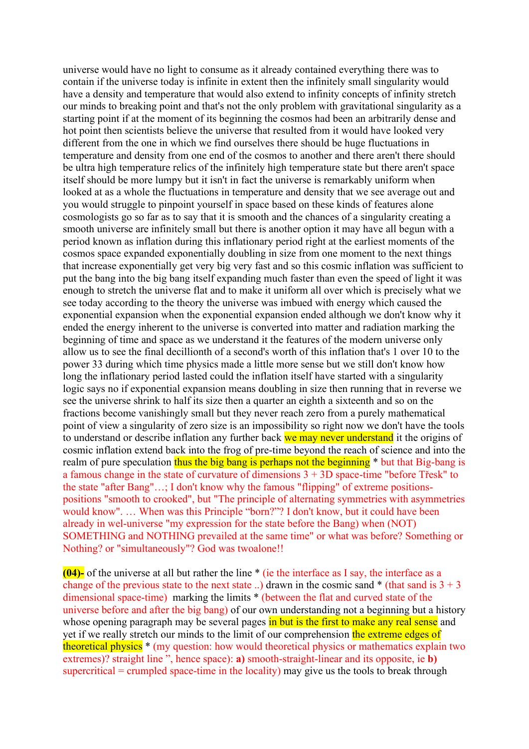universe would have no light to consume as it already contained everything there was to contain if the universe today is infinite in extent then the infinitely small singularity would have a density and temperature that would also extend to infinity concepts of infinity stretch our minds to breaking point and that's not the only problem with gravitational singularity as a starting point if at the moment of its beginning the cosmos had been an arbitrarily dense and hot point then scientists believe the universe that resulted from it would have looked very different from the one in which we find ourselves there should be huge fluctuations in temperature and density from one end of the cosmos to another and there aren't there should be ultra high temperature relics of the infinitely high temperature state but there aren't space itself should be more lumpy but it isn't in fact the universe is remarkably uniform when looked at as a whole the fluctuations in temperature and density that we see average out and you would struggle to pinpoint yourself in space based on these kinds of features alone cosmologists go so far as to say that it is smooth and the chances of a singularity creating a smooth universe are infinitely small but there is another option it may have all begun with a period known as inflation during this inflationary period right at the earliest moments of the cosmos space expanded exponentially doubling in size from one moment to the next things that increase exponentially get very big very fast and so this cosmic inflation was sufficient to put the bang into the big bang itself expanding much faster than even the speed of light it was enough to stretch the universe flat and to make it uniform all over which is precisely what we see today according to the theory the universe was imbued with energy which caused the exponential expansion when the exponential expansion ended although we don't know why it ended the energy inherent to the universe is converted into matter and radiation marking the beginning of time and space as we understand it the features of the modern universe only allow us to see the final decillionth of a second's worth of this inflation that's 1 over 10 to the power 33 during which time physics made a little more sense but we still don't know how long the inflationary period lasted could the inflation itself have started with a singularity logic says no if exponential expansion means doubling in size then running that in reverse we see the universe shrink to half its size then a quarter an eighth a sixteenth and so on the fractions become vanishingly small but they never reach zero from a purely mathematical point of view a singularity of zero size is an impossibility so right now we don't have the tools to understand or describe inflation any further back we may never understand it the origins of cosmic inflation extend back into the frog of pre-time beyond the reach of science and into the realm of pure speculation thus the big bang is perhaps not the beginning * but that Big-bang is a famous change in the state of curvature of dimensions 3 + 3D space-time "before Třesk" to the state "after Bang"…; I don't know why the famous "flipping" of extreme positions-positions "smooth to crooked", but "The principle of alternating symmetries with asymmetries would know". … When was this Principle “born?”? I don't know, but it could have been already in wel-universe "my expression for the state before the Bang) when (NOT) SOMETHING and NOTHING prevailed at the same time" or what was before? Something or Nothing? or "simultaneously"? God was twoalone!!

**(04)-** of the universe at all but rather the line * (ie the interface as I say, the interface as a change of the previous state to the next state ..) drawn in the cosmic sand * (that sand is 3 + 3 dimensional space-time) marking the limits * (between the flat and curved state of the universe before and after the big bang) of our own understanding not a beginning but a history whose opening paragraph may be several pages in but is the first to make any real sense and yet if we really stretch our minds to the limit of our comprehension the extreme edges of theoretical physics * (my question: how would theoretical physics or mathematics explain two extremes)? straight line ", hence space): **a)** smooth-straight-linear and its opposite, ie **b)** supercritical = crumpled space-time in the locality) may give us the tools to break through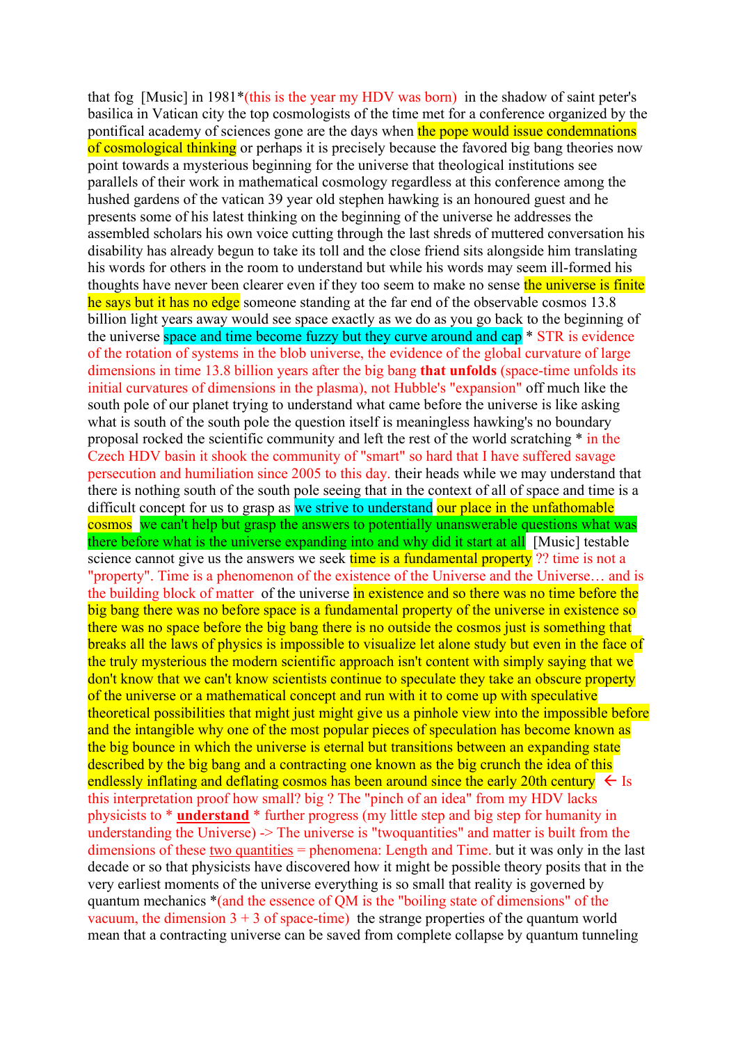that fog [Music] in 1981*(this is the year my HDV was born) in the shadow of saint peter's basilica in Vatican city the top cosmologists of the time met for a conference organized by the pontifical academy of sciences gone are the days when the pope would issue condemnations of cosmological thinking or perhaps it is precisely because the favored big bang theories now point towards a mysterious beginning for the universe that theological institutions see parallels of their work in mathematical cosmology regardless at this conference among the hushed gardens of the vatican 39 year old stephen hawking is an honoured guest and he presents some of his latest thinking on the beginning of the universe he addresses the assembled scholars his own voice cutting through the last shreds of muttered conversation his disability has already begun to take its toll and the close friend sits alongside him translating his words for others in the room to understand but while his words may seem ill-formed his thoughts have never been clearer even if they too seem to make no sense the universe is finite he says but it has no edge someone standing at the far end of the observable cosmos 13.8 billion light years away would see space exactly as we do as you go back to the beginning of the universe space and time become fuzzy but they curve around and cap * STR is evidence of the rotation of systems in the blob universe, the evidence of the global curvature of large dimensions in time 13.8 billion years after the big bang **that unfolds** (space-time unfolds its initial curvatures of dimensions in the plasma), not Hubble's "expansion" off much like the south pole of our planet trying to understand what came before the universe is like asking what is south of the south pole the question itself is meaningless hawking's no boundary proposal rocked the scientific community and left the rest of the world scratching * in the Czech HDV basin it shook the community of "smart" so hard that I have suffered savage persecution and humiliation since 2005 to this day. their heads while we may understand that there is nothing south of the south pole seeing that in the context of all of space and time is a difficult concept for us to grasp as we strive to understand our place in the unfathomable cosmos we can't help but grasp the answers to potentially unanswerable questions what was there before what is the universe expanding into and why did it start at all [Music] testable science cannot give us the answers we seek time is a fundamental property ?? time is not a "property". Time is a phenomenon of the existence of the Universe and the Universe… and is the building block of matter of the universe in existence and so there was no time before the big bang there was no before space is a fundamental property of the universe in existence so there was no space before the big bang there is no outside the cosmos just is something that breaks all the laws of physics is impossible to visualize let alone study but even in the face of the truly mysterious the modern scientific approach isn't content with simply saying that we don't know that we can't know scientists continue to speculate they take an obscure property of the universe or a mathematical concept and run with it to come up with speculative theoretical possibilities that might just might give us a pinhole view into the impossible before and the intangible why one of the most popular pieces of speculation has become known as the big bounce in which the universe is eternal but transitions between an expanding state described by the big bang and a contracting one known as the big crunch the idea of this endlessly inflating and deflating cosmos has been around since the early 20th century ← Is this interpretation proof how small? big ? The "pinch of an idea" from my HDV lacks physicists to * **understand** * further progress (my little step and big step for humanity in understanding the Universe) -> The universe is "twoquantities" and matter is built from the dimensions of these two quantities = phenomena: Length and Time. but it was only in the last decade or so that physicists have discovered how it might be possible theory posits that in the very earliest moments of the universe everything is so small that reality is governed by quantum mechanics *(and the essence of QM is the "boiling state of dimensions" of the vacuum, the dimension 3 + 3 of space-time) the strange properties of the quantum world mean that a contracting universe can be saved from complete collapse by quantum tunneling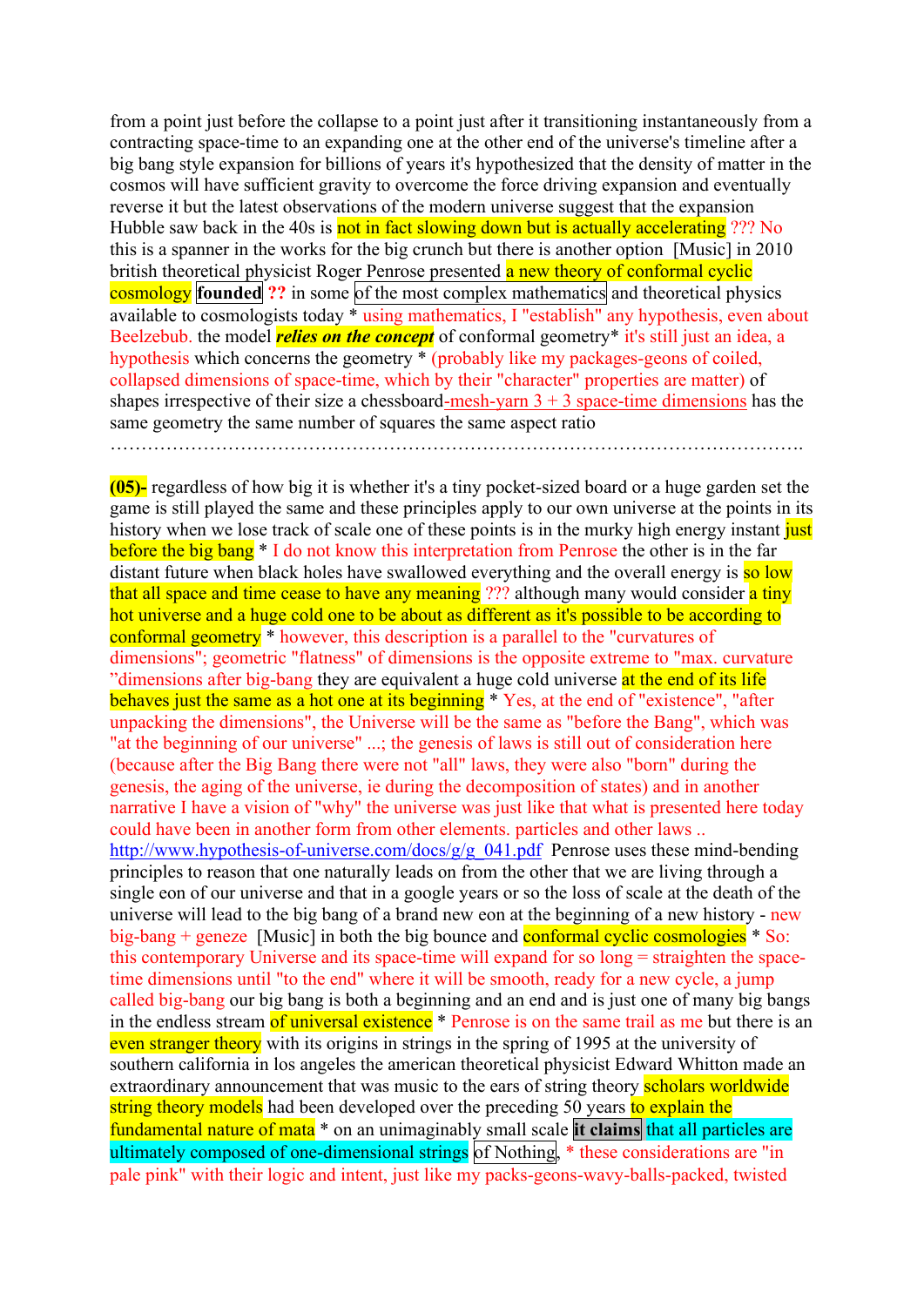from a point just before the collapse to a point just after it transitioning instantaneously from a contracting space-time to an expanding one at the other end of the universe's timeline after a big bang style expansion for billions of years it's hypothesized that the density of matter in the cosmos will have sufficient gravity to overcome the force driving expansion and eventually reverse it but the latest observations of the modern universe suggest that the expansion Hubble saw back in the 40s is not in fact slowing down but is actually accelerating ??? No this is a spanner in the works for the big crunch but there is another option [Music] in 2010 british theoretical physicist Roger Penrose presented a new theory of conformal cyclic cosmology **founded** **??** in some of the most complex mathematics and theoretical physics available to cosmologists today * using mathematics, I "establish" any hypothesis, even about Beelzebub. the model ***relies on the concept*** of conformal geometry* it's still just an idea, a hypothesis which concerns the geometry * (probably like my packages-geons of coiled, collapsed dimensions of space-time, which by their "character" properties are matter) of shapes irrespective of their size a chessboard-mesh-yarn 3 + 3 space-time dimensions has the same geometry the same number of squares the same aspect ratio

…………………………………………………………………………………………………….

**(05)-** regardless of how big it is whether it's a tiny pocket-sized board or a huge garden set the game is still played the same and these principles apply to our own universe at the points in its history when we lose track of scale one of these points is in the murky high energy instant just before the big bang * I do not know this interpretation from Penrose the other is in the far distant future when black holes have swallowed everything and the overall energy is so low that all space and time cease to have any meaning ??? although many would consider a tiny hot universe and a huge cold one to be about as different as it's possible to be according to conformal geometry * however, this description is a parallel to the "curvatures of dimensions"; geometric "flatness" of dimensions is the opposite extreme to "max. curvature "dimensions after big-bang they are equivalent a huge cold universe at the end of its life behaves just the same as a hot one at its beginning * Yes, at the end of "existence", "after unpacking the dimensions", the Universe will be the same as "before the Bang", which was "at the beginning of our universe" ...; the genesis of laws is still out of consideration here (because after the Big Bang there were not "all" laws, they were also "born" during the genesis, the aging of the universe, ie during the decomposition of states) and in another narrative I have a vision of "why" the universe was just like that what is presented here today could have been in another form from other elements. particles and other laws .. http://www.hypothesis-of-universe.com/docs/g/g_041.pdf Penrose uses these mind-bending principles to reason that one naturally leads on from the other that we are living through a single eon of our universe and that in a google years or so the loss of scale at the death of the universe will lead to the big bang of a brand new eon at the beginning of a new history - new big-bang + geneze [Music] in both the big bounce and conformal cyclic cosmologies * So: this contemporary Universe and its space-time will expand for so long = straighten the space-time dimensions until "to the end" where it will be smooth, ready for a new cycle, a jump called big-bang our big bang is both a beginning and an end and is just one of many big bangs in the endless stream of universal existence * Penrose is on the same trail as me but there is an even stranger theory with its origins in strings in the spring of 1995 at the university of southern california in los angeles the american theoretical physicist Edward Whitton made an extraordinary announcement that was music to the ears of string theory scholars worldwide string theory models had been developed over the preceding 50 years to explain the fundamental nature of mata * on an unimaginably small scale **it claims** that all particles are ultimately composed of one-dimensional strings of Nothing, * these considerations are "in pale pink" with their logic and intent, just like my packs-geons-wavy-balls-packed, twisted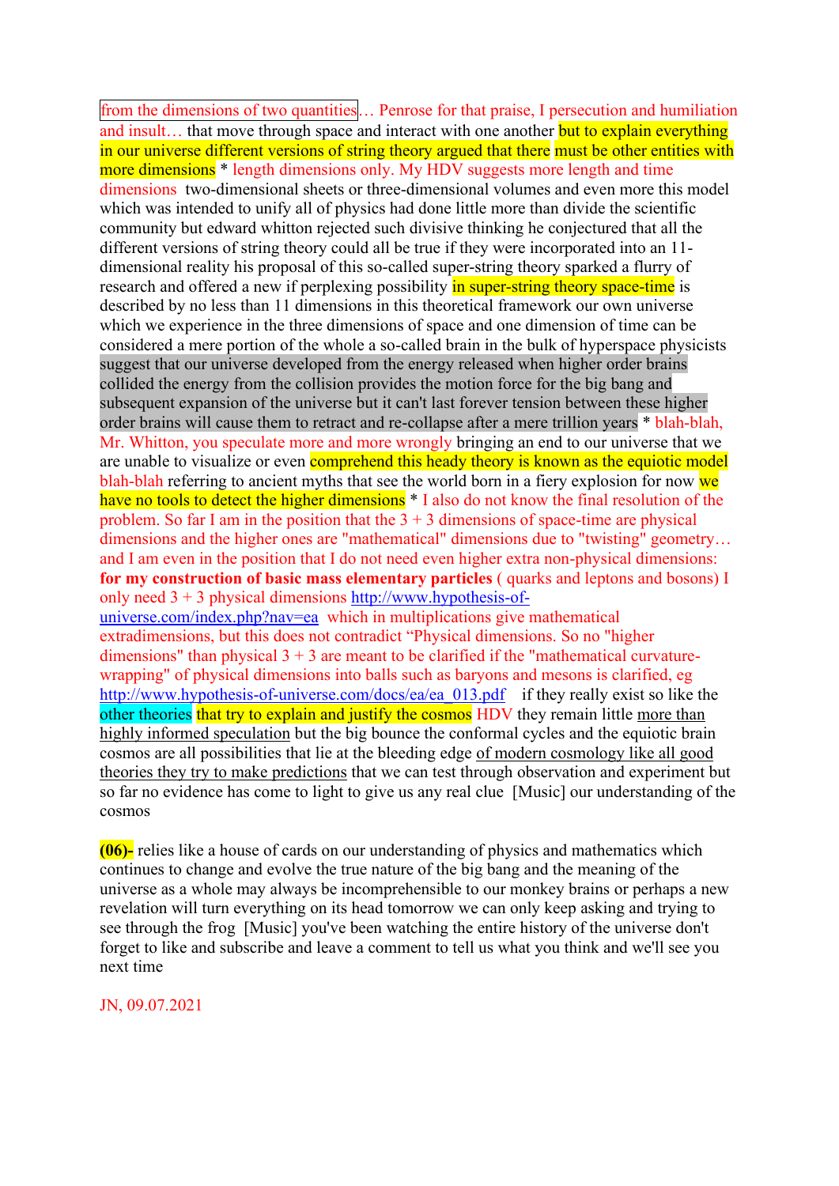from the dimensions of two quantities… Penrose for that praise, I persecution and humiliation and insult… that move through space and interact with one another but to explain everything in our universe different versions of string theory argued that there must be other entities with more dimensions * length dimensions only. My HDV suggests more length and time dimensions two-dimensional sheets or three-dimensional volumes and even more this model which was intended to unify all of physics had done little more than divide the scientific community but edward whitton rejected such divisive thinking he conjectured that all the different versions of string theory could all be true if they were incorporated into an 11-dimensional reality his proposal of this so-called super-string theory sparked a flurry of research and offered a new if perplexing possibility in super-string theory space-time is described by no less than 11 dimensions in this theoretical framework our own universe which we experience in the three dimensions of space and one dimension of time can be considered a mere portion of the whole a so-called brain in the bulk of hyperspace physicists suggest that our universe developed from the energy released when higher order brains collided the energy from the collision provides the motion force for the big bang and subsequent expansion of the universe but it can't last forever tension between these higher order brains will cause them to retract and re-collapse after a mere trillion years * blah-blah, Mr. Whitton, you speculate more and more wrongly bringing an end to our universe that we are unable to visualize or even comprehend this heady theory is known as the equiotic model blah-blah referring to ancient myths that see the world born in a fiery explosion for now we have no tools to detect the higher dimensions * I also do not know the final resolution of the problem. So far I am in the position that the 3 + 3 dimensions of space-time are physical dimensions and the higher ones are "mathematical" dimensions due to "twisting" geometry… and I am even in the position that I do not need even higher extra non-physical dimensions: **for my construction of basic mass elementary particles** ( quarks and leptons and bosons) I only need 3 + 3 physical dimensions http://www.hypothesis-of-universe.com/index.php?nav=ea which in multiplications give mathematical extradimensions, but this does not contradict "Physical dimensions. So no "higher dimensions" than physical 3 + 3 are meant to be clarified if the "mathematical curvature-wrapping" of physical dimensions into balls such as baryons and mesons is clarified, eg http://www.hypothesis-of-universe.com/docs/ea/ea_013.pdf if they really exist so like the other theories that try to explain and justify the cosmos HDV they remain little more than highly informed speculation but the big bounce the conformal cycles and the equiotic brain cosmos are all possibilities that lie at the bleeding edge of modern cosmology like all good theories they try to make predictions that we can test through observation and experiment but so far no evidence has come to light to give us any real clue [Music] our understanding of the cosmos

**(06)-** relies like a house of cards on our understanding of physics and mathematics which continues to change and evolve the true nature of the big bang and the meaning of the universe as a whole may always be incomprehensible to our monkey brains or perhaps a new revelation will turn everything on its head tomorrow we can only keep asking and trying to see through the frog [Music] you've been watching the entire history of the universe don't forget to like and subscribe and leave a comment to tell us what you think and we'll see you next time

JN, 09.07.2021